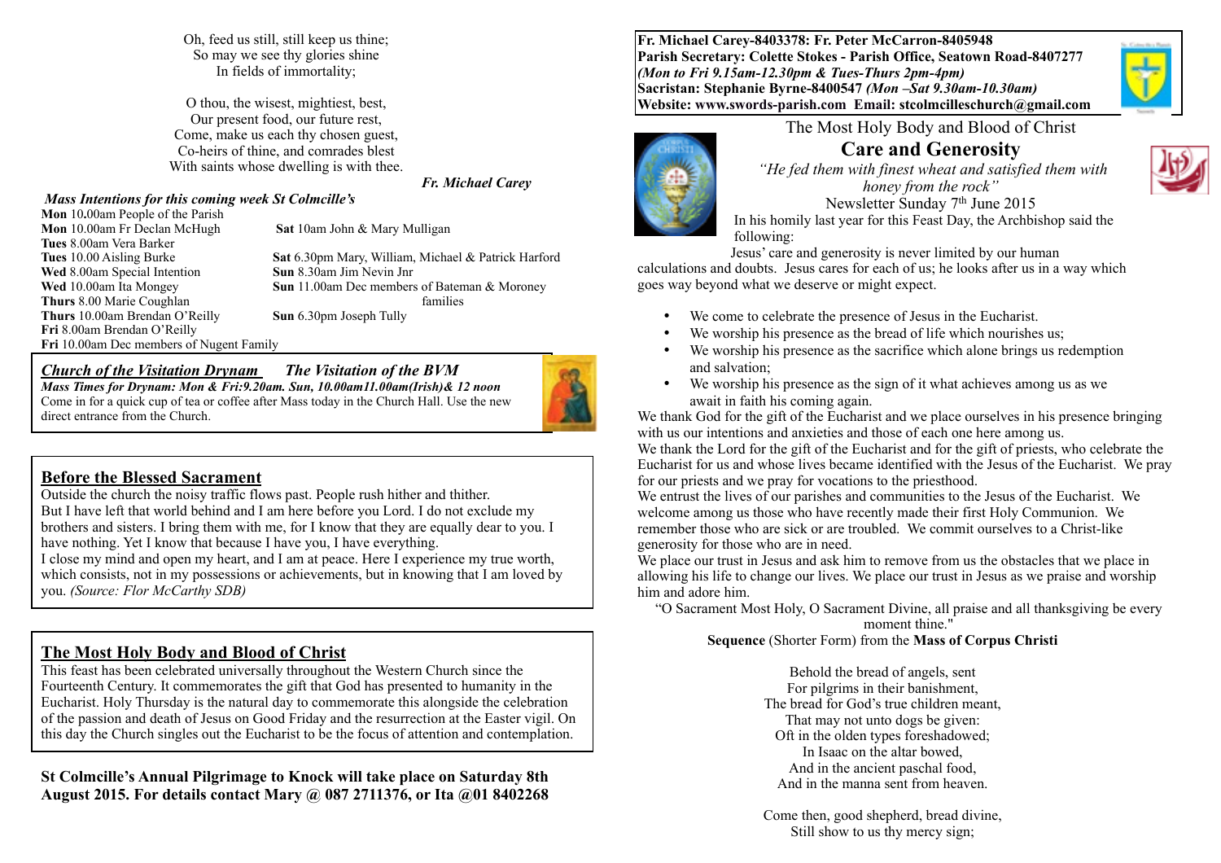Oh, feed us still, still keep us thine;
So may we see thy glories shine
In fields of immortality;

O thou, the wisest, mightiest, best,
Our present food, our future rest,
Come, make us each thy chosen guest,
Co-heirs of thine, and comrades blest
With saints whose dwelling is with thee.

*Fr. Michael Carey*

***Mass Intentions for this coming week St Colmcille's***

**Mon** 10.00am People of the Parish
**Mon** 10.00am Fr Declan McHugh
**Tues** 8.00am Vera Barker
**Tues** 10.00 Aisling Burke
**Wed** 8.00am Special Intention
**Wed** 10.00am Ita Mongey
**Thurs** 8.00 Marie Coughlan
**Thurs** 10.00am Brendan O'Reilly
**Fri** 8.00am Brendan O'Reilly
**Fri** 10.00am Dec members of Nugent Family
**Sat** 10am John & Mary Mulligan
**Sat** 6.30pm Mary, William, Michael & Patrick Harford
**Sun** 8.30am Jim Nevin Jnr
**Sun** 11.00am Dec members of Bateman & Moroney families
**Sun** 6.30pm Joseph Tully

***Church of the Visitation Drynam*** ***The Visitation of the BVM***

***Mass Times for Drynam: Mon & Fri:9.20am. Sun, 10.00am11.00am(Irish)& 12 noon***

Come in for a quick cup of tea or coffee after Mass today in the Church Hall. Use the new direct entrance from the Church.

## Before the Blessed Sacrament

Outside the church the noisy traffic flows past. People rush hither and thither.
But I have left that world behind and I am here before you Lord. I do not exclude my brothers and sisters. I bring them with me, for I know that they are equally dear to you. I have nothing. Yet I know that because I have you, I have everything.
I close my mind and open my heart, and I am at peace. Here I experience my true worth, which consists, not in my possessions or achievements, but in knowing that I am loved by you. *(Source: Flor McCarthy SDB)*

## The Most Holy Body and Blood of Christ

This feast has been celebrated universally throughout the Western Church since the Fourteenth Century. It commemorates the gift that God has presented to humanity in the Eucharist. Holy Thursday is the natural day to commemorate this alongside the celebration of the passion and death of Jesus on Good Friday and the resurrection at the Easter vigil. On this day the Church singles out the Eucharist to be the focus of attention and contemplation.

**St Colmcille's Annual Pilgrimage to Knock will take place on Saturday 8th August 2015. For details contact Mary @ 087 2711376, or Ita @01 8402268**

**Fr. Michael Carey-8403378: Fr. Peter McCarron-8405948**
**Parish Secretary: Colette Stokes - Parish Office, Seatown Road-8407277**
***(Mon to Fri 9.15am-12.30pm & Tues-Thurs 2pm-4pm)***
**Sacristan: Stephanie Byrne-8400547** ***(Mon –Sat 9.30am-10.30am)***
**Website: www.swords-parish.com Email: stcolmcilleschurch@gmail.com**

The Most Holy Body and Blood of Christ

# Care and Generosity

*"He fed them with finest wheat and satisfied them with honey from the rock"*

Newsletter Sunday 7th June 2015

In his homily last year for this Feast Day, the Archbishop said the following:

Jesus' care and generosity is never limited by our human calculations and doubts. Jesus cares for each of us; he looks after us in a way which goes way beyond what we deserve or might expect.

- We come to celebrate the presence of Jesus in the Eucharist.
- We worship his presence as the bread of life which nourishes us;
- We worship his presence as the sacrifice which alone brings us redemption and salvation;
- We worship his presence as the sign of it what achieves among us as we await in faith his coming again.

We thank God for the gift of the Eucharist and we place ourselves in his presence bringing with us our intentions and anxieties and those of each one here among us.
We thank the Lord for the gift of the Eucharist and for the gift of priests, who celebrate the Eucharist for us and whose lives became identified with the Jesus of the Eucharist. We pray for our priests and we pray for vocations to the priesthood.
We entrust the lives of our parishes and communities to the Jesus of the Eucharist. We welcome among us those who have recently made their first Holy Communion. We remember those who are sick or are troubled. We commit ourselves to a Christ-like generosity for those who are in need.
We place our trust in Jesus and ask him to remove from us the obstacles that we place in allowing his life to change our lives. We place our trust in Jesus as we praise and worship him and adore him.

"O Sacrament Most Holy, O Sacrament Divine, all praise and all thanksgiving be every moment thine."

**Sequence** (Shorter Form) from the **Mass of Corpus Christi**

Behold the bread of angels, sent
For pilgrims in their banishment,
The bread for God's true children meant,
That may not unto dogs be given:
Oft in the olden types foreshadowed;
In Isaac on the altar bowed,
And in the ancient paschal food,
And in the manna sent from heaven.

Come then, good shepherd, bread divine,
Still show to us thy mercy sign;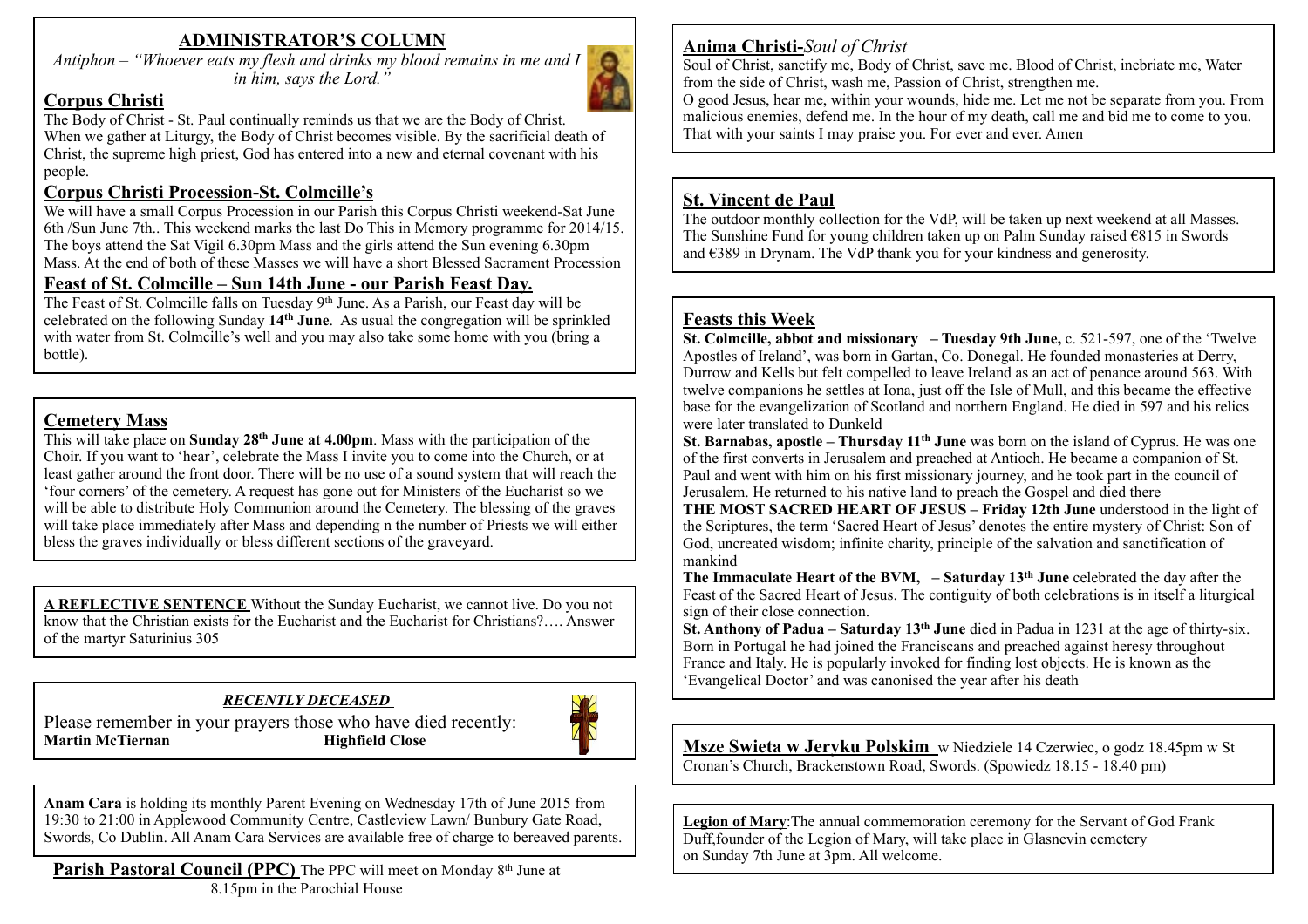## ADMINISTRATOR'S COLUMN

*Antiphon – "Whoever eats my flesh and drinks my blood remains in me and I in him, says the Lord."*

### Corpus Christi

The Body of Christ - St. Paul continually reminds us that we are the Body of Christ. When we gather at Liturgy, the Body of Christ becomes visible. By the sacrificial death of Christ, the supreme high priest, God has entered into a new and eternal covenant with his people.

### Corpus Christi Procession-St. Colmcille's

We will have a small Corpus Procession in our Parish this Corpus Christi weekend-Sat June 6th /Sun June 7th.. This weekend marks the last Do This in Memory programme for 2014/15. The boys attend the Sat Vigil 6.30pm Mass and the girls attend the Sun evening 6.30pm Mass. At the end of both of these Masses we will have a short Blessed Sacrament Procession

### Feast of St. Colmcille – Sun 14th June - our Parish Feast Day.

The Feast of St. Colmcille falls on Tuesday 9th June. As a Parish, our Feast day will be celebrated on the following Sunday **14th June**. As usual the congregation will be sprinkled with water from St. Colmcille's well and you may also take some home with you (bring a bottle).

## Cemetery Mass

This will take place on **Sunday 28th June at 4.00pm**. Mass with the participation of the Choir. If you want to 'hear', celebrate the Mass I invite you to come into the Church, or at least gather around the front door. There will be no use of a sound system that will reach the 'four corners' of the cemetery. A request has gone out for Ministers of the Eucharist so we will be able to distribute Holy Communion around the Cemetery. The blessing of the graves will take place immediately after Mass and depending n the number of Priests we will either bless the graves individually or bless different sections of the graveyard.

**A REFLECTIVE SENTENCE** Without the Sunday Eucharist, we cannot live. Do you not know that the Christian exists for the Eucharist and the Eucharist for Christians?…. Answer of the martyr Saturinius 305

### *RECENTLY DECEASED*

Please remember in your prayers those who have died recently:

**Martin McTiernan** **Highfield Close**

**Anam Cara** is holding its monthly Parent Evening on Wednesday 17th of June 2015 from 19:30 to 21:00 in Applewood Community Centre, Castleview Lawn/ Bunbury Gate Road, Swords, Co Dublin. All Anam Cara Services are available free of charge to bereaved parents.

**Parish Pastoral Council (PPC)** The PPC will meet on Monday 8th June at 8.15pm in the Parochial House

## Anima Christi-*Soul of Christ*

Soul of Christ, sanctify me, Body of Christ, save me. Blood of Christ, inebriate me, Water from the side of Christ, wash me, Passion of Christ, strengthen me.
O good Jesus, hear me, within your wounds, hide me. Let me not be separate from you. From malicious enemies, defend me. In the hour of my death, call me and bid me to come to you. That with your saints I may praise you. For ever and ever. Amen

## St. Vincent de Paul

The outdoor monthly collection for the VdP, will be taken up next weekend at all Masses. The Sunshine Fund for young children taken up on Palm Sunday raised €815 in Swords and €389 in Drynam. The VdP thank you for your kindness and generosity.

## Feasts this Week

**St. Colmcille, abbot and missionary – Tuesday 9th June,** c. 521-597, one of the 'Twelve Apostles of Ireland', was born in Gartan, Co. Donegal. He founded monasteries at Derry, Durrow and Kells but felt compelled to leave Ireland as an act of penance around 563. With twelve companions he settles at Iona, just off the Isle of Mull, and this became the effective base for the evangelization of Scotland and northern England. He died in 597 and his relics were later translated to Dunkeld

**St. Barnabas, apostle – Thursday 11th June** was born on the island of Cyprus. He was one of the first converts in Jerusalem and preached at Antioch. He became a companion of St. Paul and went with him on his first missionary journey, and he took part in the council of Jerusalem. He returned to his native land to preach the Gospel and died there

**THE MOST SACRED HEART OF JESUS – Friday 12th June** understood in the light of the Scriptures, the term 'Sacred Heart of Jesus' denotes the entire mystery of Christ: Son of God, uncreated wisdom; infinite charity, principle of the salvation and sanctification of mankind

**The Immaculate Heart of the BVM, – Saturday 13th June** celebrated the day after the Feast of the Sacred Heart of Jesus. The contiguity of both celebrations is in itself a liturgical sign of their close connection.

**St. Anthony of Padua – Saturday 13th June** died in Padua in 1231 at the age of thirty-six. Born in Portugal he had joined the Franciscans and preached against heresy throughout France and Italy. He is popularly invoked for finding lost objects. He is known as the 'Evangelical Doctor' and was canonised the year after his death

**Msze Swieta w Jeryku Polskim** w Niedziele 14 Czerwiec, o godz 18.45pm w St Cronan's Church, Brackenstown Road, Swords. (Spowiedz 18.15 - 18.40 pm)

**Legion of Mary**:The annual commemoration ceremony for the Servant of God Frank Duff,founder of the Legion of Mary, will take place in Glasnevin cemetery on Sunday 7th June at 3pm. All welcome.